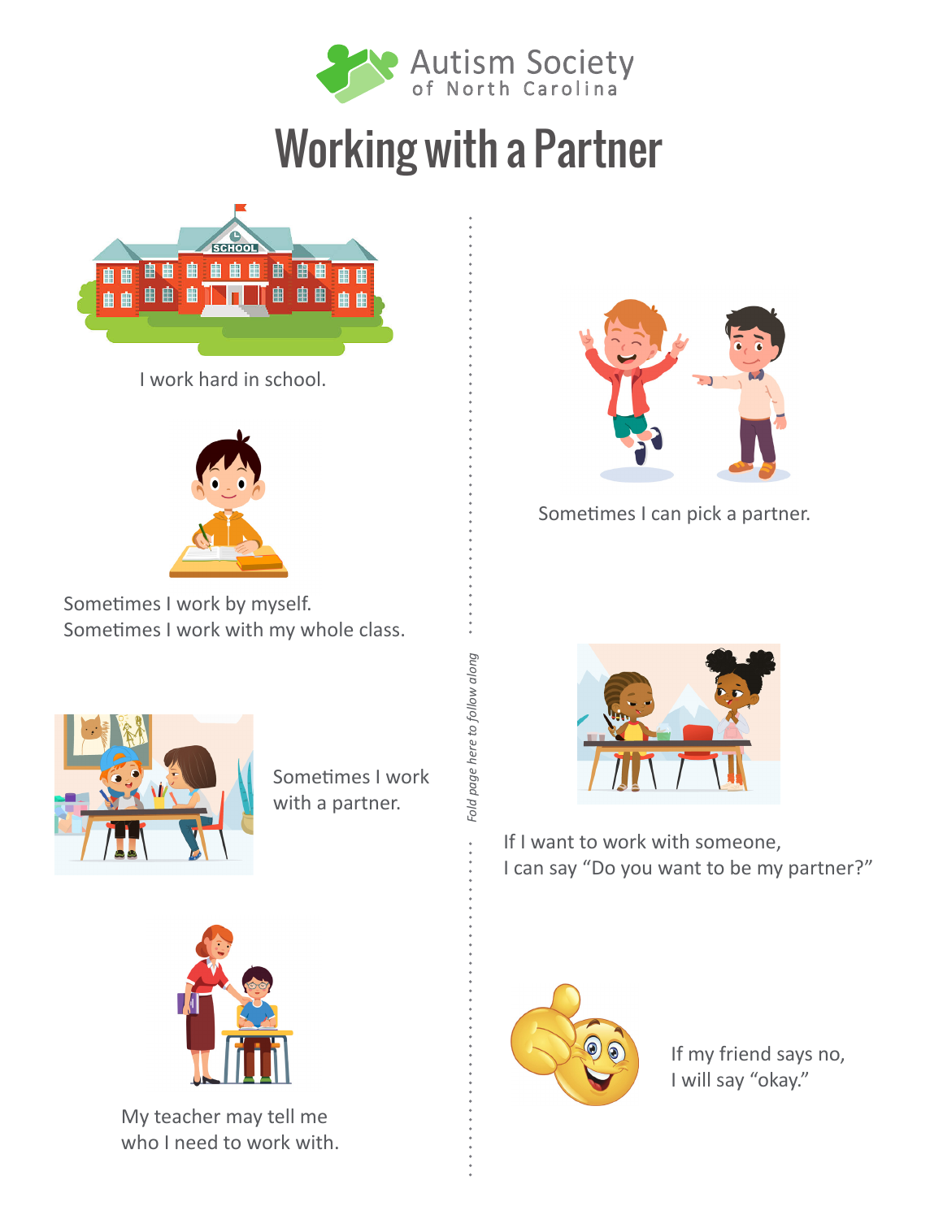Autism Society of North Carolina

# Working with a Partner

I work hard in school.

Sometimes I work by myself.
Sometimes I work with my whole class.

Sometimes I work with a partner.

My teacher may tell me who I need to work with.

*Fold page here to follow along*

Sometimes I can pick a partner.

If I want to work with someone, I can say "Do you want to be my partner?"

If my friend says no, I will say "okay."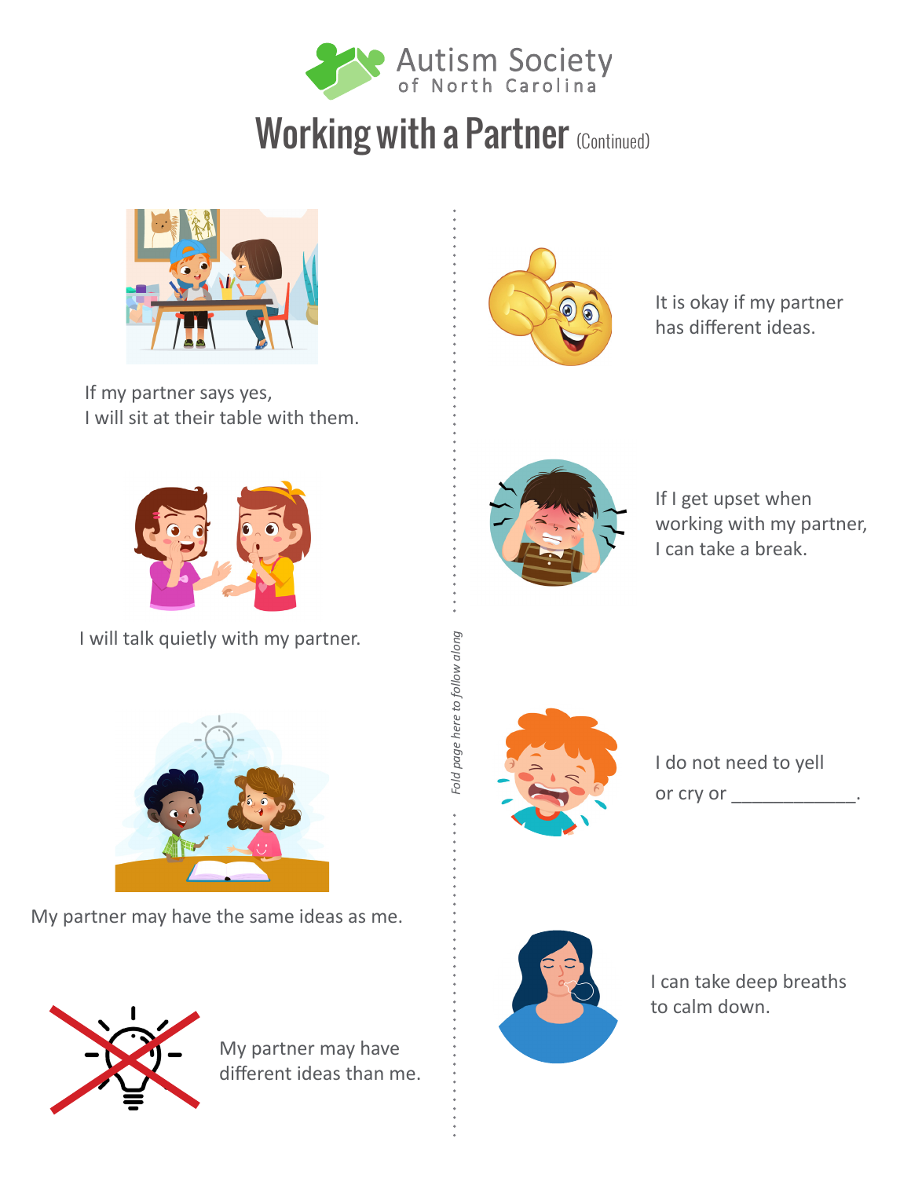Autism Society of North Carolina

# Working with a Partner (Continued)

If my partner says yes,
I will sit at their table with them.

I will talk quietly with my partner.

My partner may have the same ideas as me.

My partner may have different ideas than me.

*Fold page here to follow along*

It is okay if my partner has different ideas.

If I get upset when working with my partner, I can take a break.

I do not need to yell or cry or ___________.

I can take deep breaths to calm down.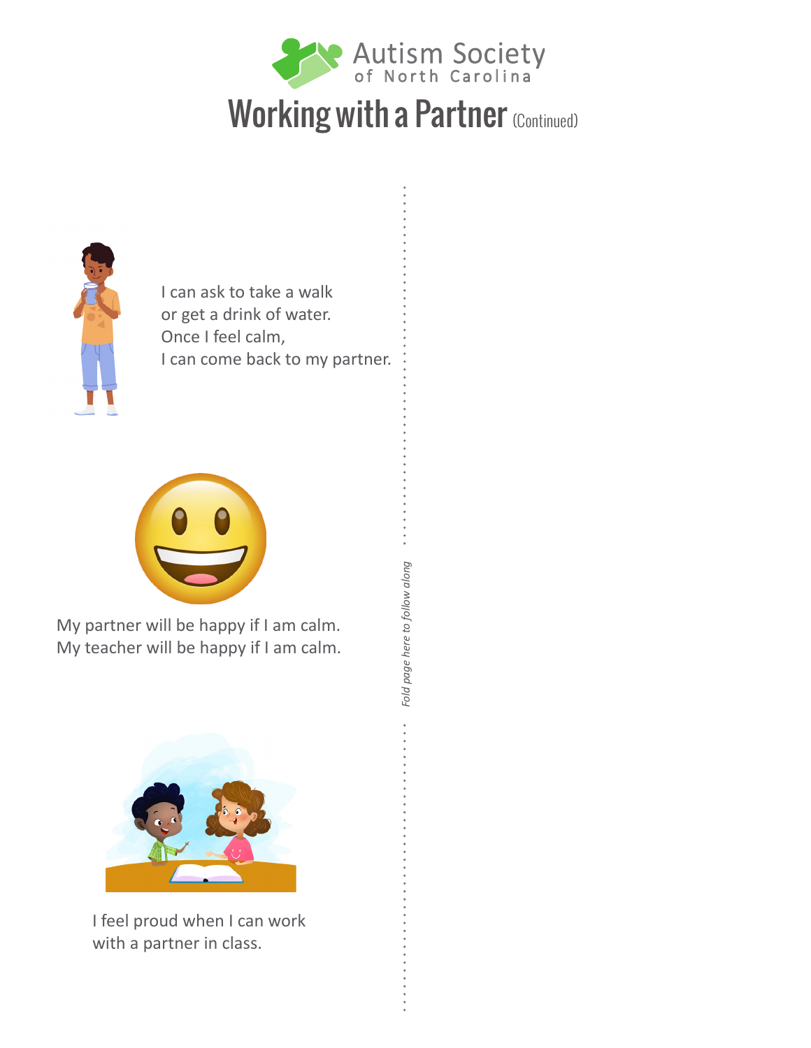Autism Society of North Carolina

# Working with a Partner (Continued)

I can ask to take a walk
or get a drink of water.
Once I feel calm,
I can come back to my partner.

My partner will be happy if I am calm.
My teacher will be happy if I am calm.

I feel proud when I can work
with a partner in class.

*Fold page here to follow along*